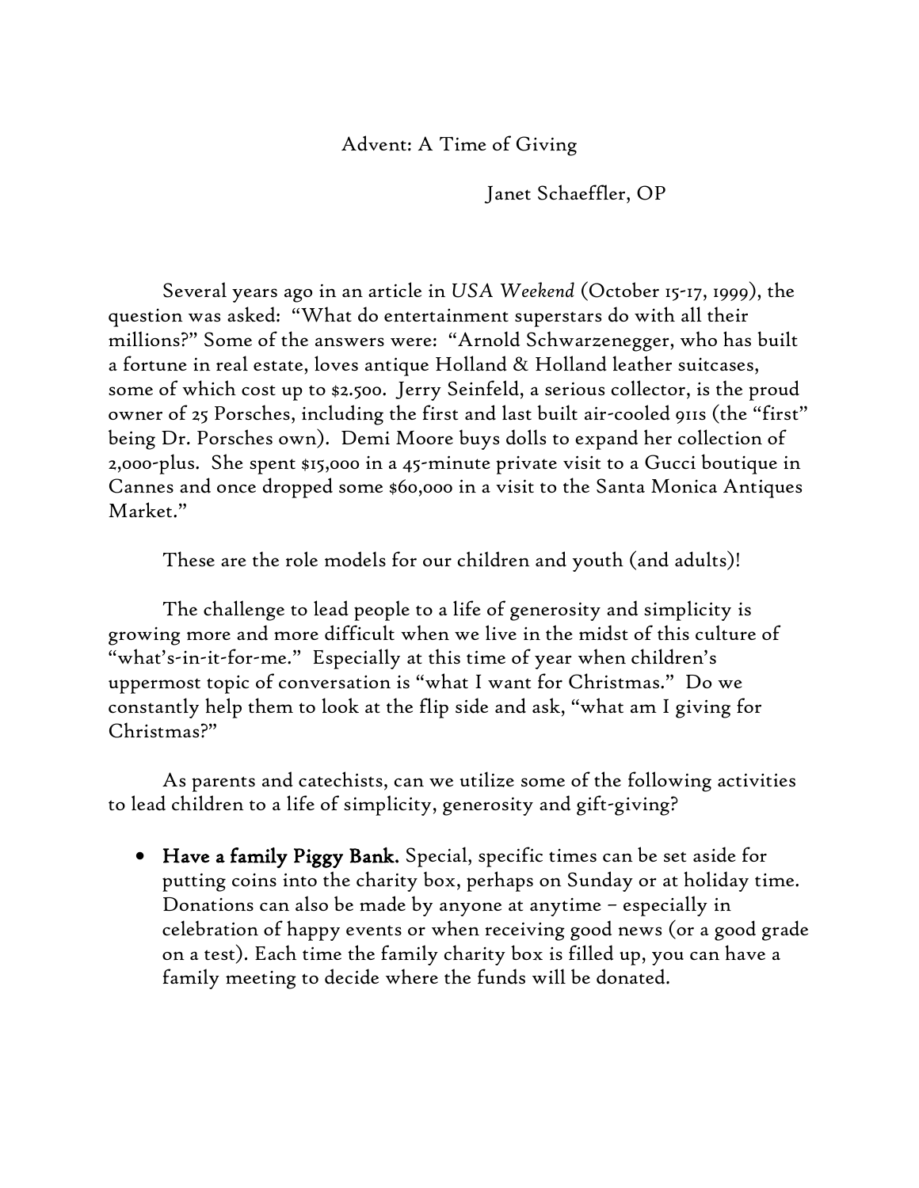# Advent: A Time of Giving

Janet Schaeffler, OP

Several years ago in an article in *USA Weekend* (October 15-17, 1999), the question was asked: "What do entertainment superstars do with all their millions?" Some of the answers were: "Arnold Schwarzenegger, who has built a fortune in real estate, loves antique Holland & Holland leather suitcases, some of which cost up to $2.500. Jerry Seinfeld, a serious collector, is the proud owner of 25 Porsches, including the first and last built air-cooled 911s (the "first" being Dr. Porsches own). Demi Moore buys dolls to expand her collection of 2,000-plus. She spent $15,000 in a 45-minute private visit to a Gucci boutique in Cannes and once dropped some $60,000 in a visit to the Santa Monica Antiques Market."

These are the role models for our children and youth (and adults)!

The challenge to lead people to a life of generosity and simplicity is growing more and more difficult when we live in the midst of this culture of "what's-in-it-for-me." Especially at this time of year when children's uppermost topic of conversation is "what I want for Christmas." Do we constantly help them to look at the flip side and ask, "what am I giving for Christmas?"

As parents and catechists, can we utilize some of the following activities to lead children to a life of simplicity, generosity and gift-giving?

- **Have a family Piggy Bank.** Special, specific times can be set aside for putting coins into the charity box, perhaps on Sunday or at holiday time. Donations can also be made by anyone at anytime – especially in celebration of happy events or when receiving good news (or a good grade on a test). Each time the family charity box is filled up, you can have a family meeting to decide where the funds will be donated.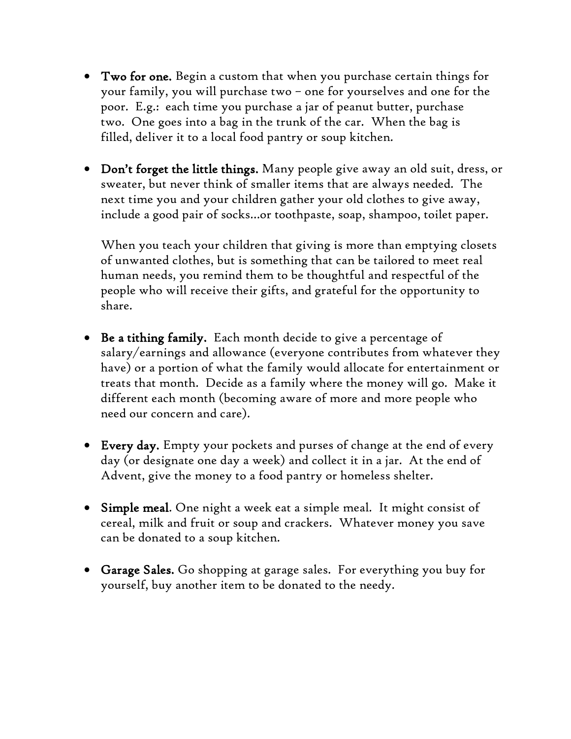- **Two for one.** Begin a custom that when you purchase certain things for your family, you will purchase two – one for yourselves and one for the poor. E.g.: each time you purchase a jar of peanut butter, purchase two. One goes into a bag in the trunk of the car. When the bag is filled, deliver it to a local food pantry or soup kitchen.

- **Don't forget the little things.** Many people give away an old suit, dress, or sweater, but never think of smaller items that are always needed. The next time you and your children gather your old clothes to give away, include a good pair of socks…or toothpaste, soap, shampoo, toilet paper.

  When you teach your children that giving is more than emptying closets of unwanted clothes, but is something that can be tailored to meet real human needs, you remind them to be thoughtful and respectful of the people who will receive their gifts, and grateful for the opportunity to share.

- **Be a tithing family.** Each month decide to give a percentage of salary/earnings and allowance (everyone contributes from whatever they have) or a portion of what the family would allocate for entertainment or treats that month. Decide as a family where the money will go. Make it different each month (becoming aware of more and more people who need our concern and care).

- **Every day.** Empty your pockets and purses of change at the end of every day (or designate one day a week) and collect it in a jar. At the end of Advent, give the money to a food pantry or homeless shelter.

- **Simple meal**. One night a week eat a simple meal. It might consist of cereal, milk and fruit or soup and crackers. Whatever money you save can be donated to a soup kitchen.

- **Garage Sales.** Go shopping at garage sales. For everything you buy for yourself, buy another item to be donated to the needy.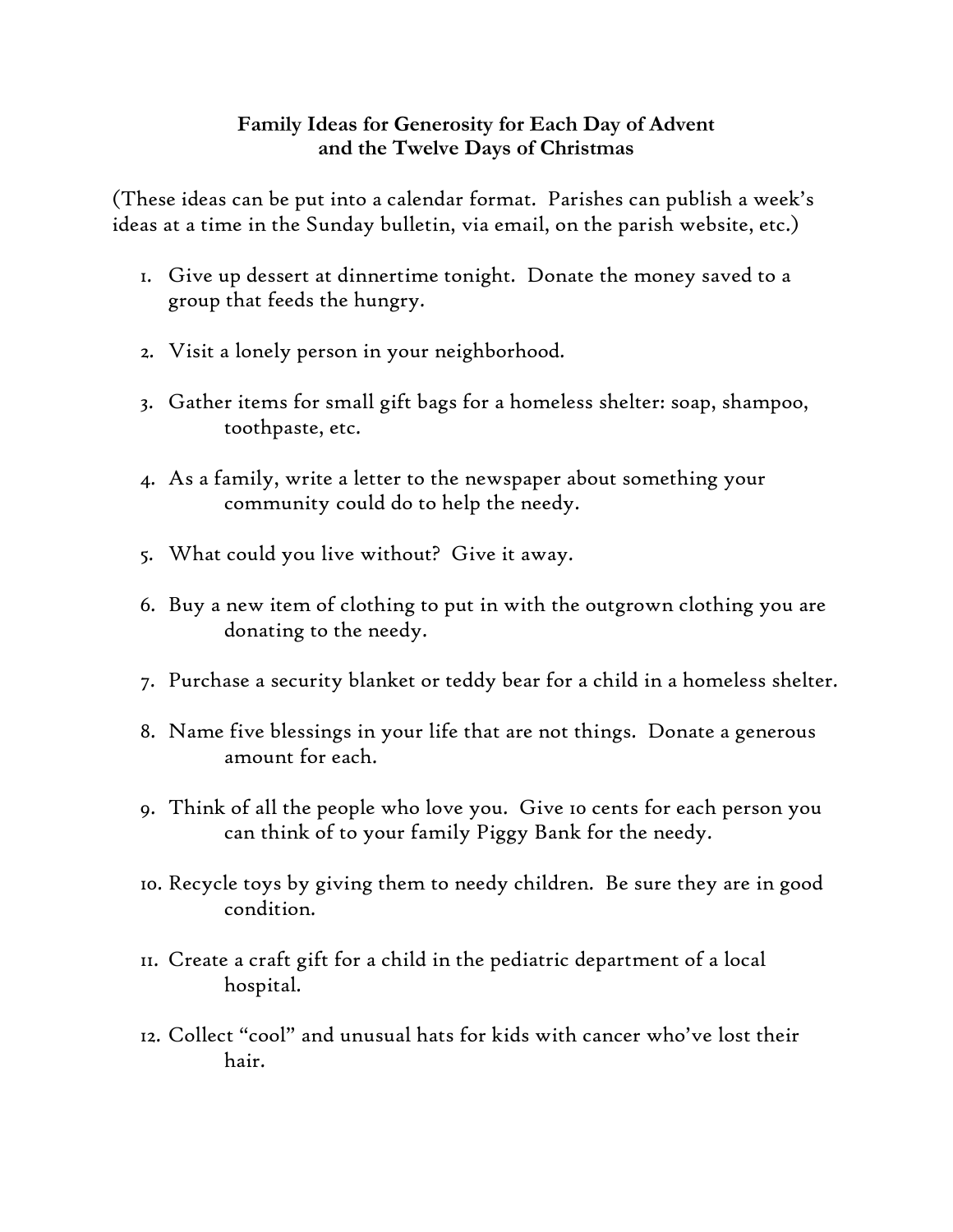**Family Ideas for Generosity for Each Day of Advent and the Twelve Days of Christmas**

(These ideas can be put into a calendar format. Parishes can publish a week's ideas at a time in the Sunday bulletin, via email, on the parish website, etc.)

1. Give up dessert at dinnertime tonight. Donate the money saved to a group that feeds the hungry.

2. Visit a lonely person in your neighborhood.

3. Gather items for small gift bags for a homeless shelter: soap, shampoo, toothpaste, etc.

4. As a family, write a letter to the newspaper about something your community could do to help the needy.

5. What could you live without? Give it away.

6. Buy a new item of clothing to put in with the outgrown clothing you are donating to the needy.

7. Purchase a security blanket or teddy bear for a child in a homeless shelter.

8. Name five blessings in your life that are not things. Donate a generous amount for each.

9. Think of all the people who love you. Give 10 cents for each person you can think of to your family Piggy Bank for the needy.

10. Recycle toys by giving them to needy children. Be sure they are in good condition.

11. Create a craft gift for a child in the pediatric department of a local hospital.

12. Collect "cool" and unusual hats for kids with cancer who've lost their hair.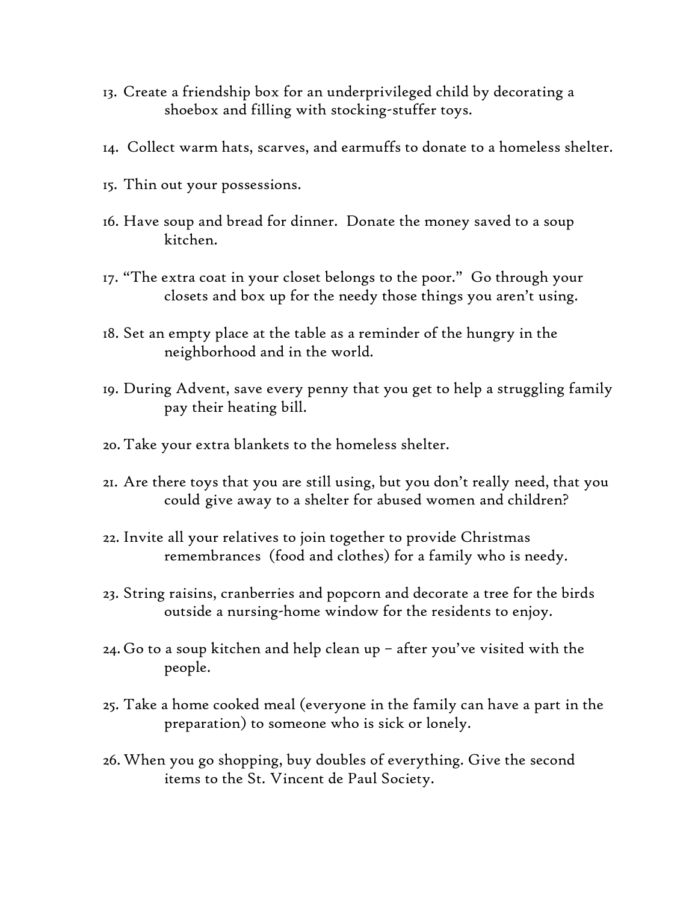13. Create a friendship box for an underprivileged child by decorating a shoebox and filling with stocking-stuffer toys.

14. Collect warm hats, scarves, and earmuffs to donate to a homeless shelter.

15. Thin out your possessions.

16. Have soup and bread for dinner. Donate the money saved to a soup kitchen.

17. "The extra coat in your closet belongs to the poor." Go through your closets and box up for the needy those things you aren't using.

18. Set an empty place at the table as a reminder of the hungry in the neighborhood and in the world.

19. During Advent, save every penny that you get to help a struggling family pay their heating bill.

20. Take your extra blankets to the homeless shelter.

21. Are there toys that you are still using, but you don't really need, that you could give away to a shelter for abused women and children?

22. Invite all your relatives to join together to provide Christmas remembrances (food and clothes) for a family who is needy.

23. String raisins, cranberries and popcorn and decorate a tree for the birds outside a nursing-home window for the residents to enjoy.

24. Go to a soup kitchen and help clean up – after you've visited with the people.

25. Take a home cooked meal (everyone in the family can have a part in the preparation) to someone who is sick or lonely.

26. When you go shopping, buy doubles of everything. Give the second items to the St. Vincent de Paul Society.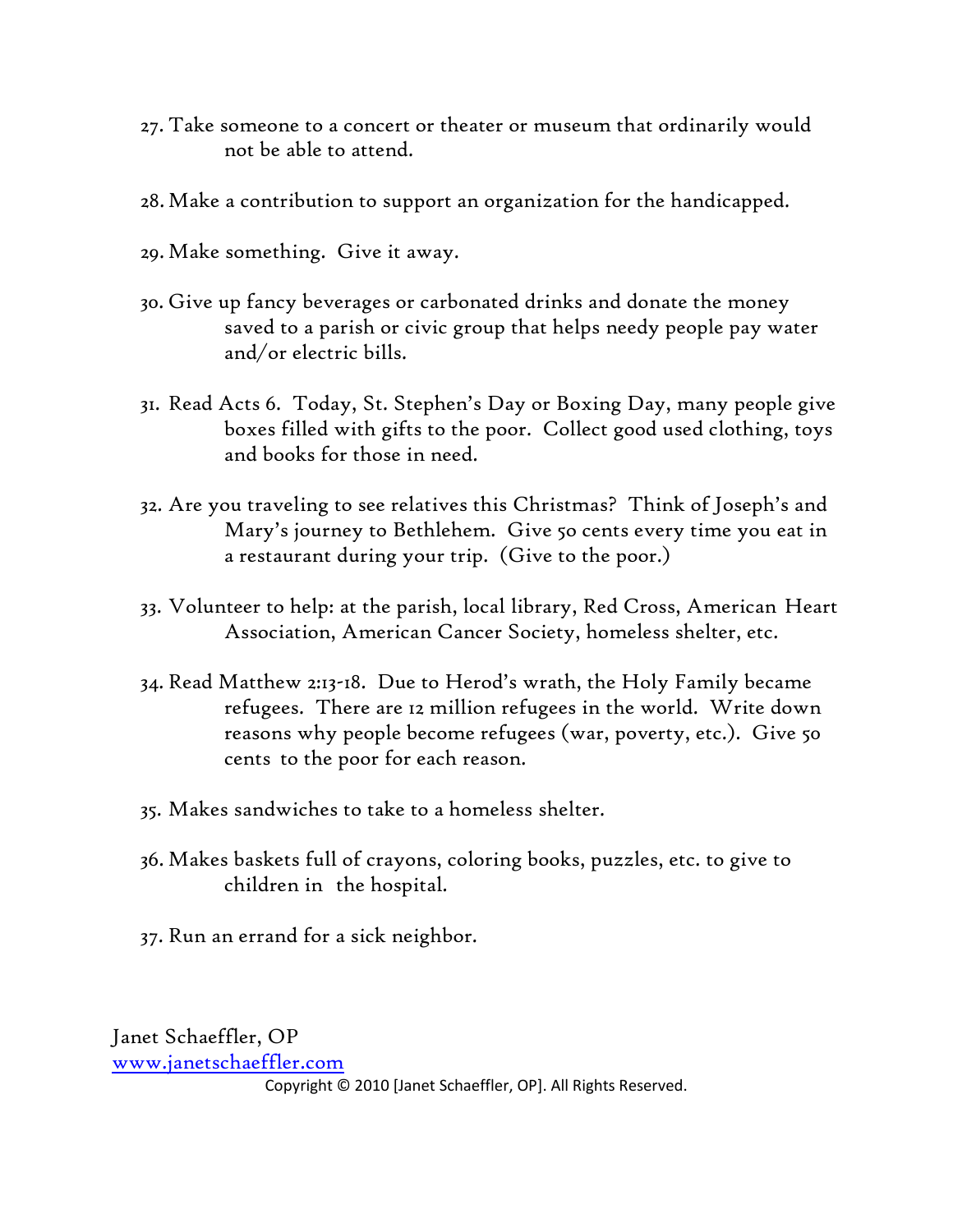27. Take someone to a concert or theater or museum that ordinarily would not be able to attend.

28. Make a contribution to support an organization for the handicapped.

29. Make something. Give it away.

30. Give up fancy beverages or carbonated drinks and donate the money saved to a parish or civic group that helps needy people pay water and/or electric bills.

31. Read Acts 6. Today, St. Stephen's Day or Boxing Day, many people give boxes filled with gifts to the poor. Collect good used clothing, toys and books for those in need.

32. Are you traveling to see relatives this Christmas? Think of Joseph's and Mary's journey to Bethlehem. Give 50 cents every time you eat in a restaurant during your trip. (Give to the poor.)

33. Volunteer to help: at the parish, local library, Red Cross, American Heart Association, American Cancer Society, homeless shelter, etc.

34. Read Matthew 2:13-18. Due to Herod's wrath, the Holy Family became refugees. There are 12 million refugees in the world. Write down reasons why people become refugees (war, poverty, etc.). Give 50 cents to the poor for each reason.

35. Makes sandwiches to take to a homeless shelter.

36. Makes baskets full of crayons, coloring books, puzzles, etc. to give to children in the hospital.

37. Run an errand for a sick neighbor.

Janet Schaeffler, OP
[www.janetschaeffler.com](http://www.janetschaeffler.com)

Copyright © 2010 [Janet Schaeffler, OP]. All Rights Reserved.